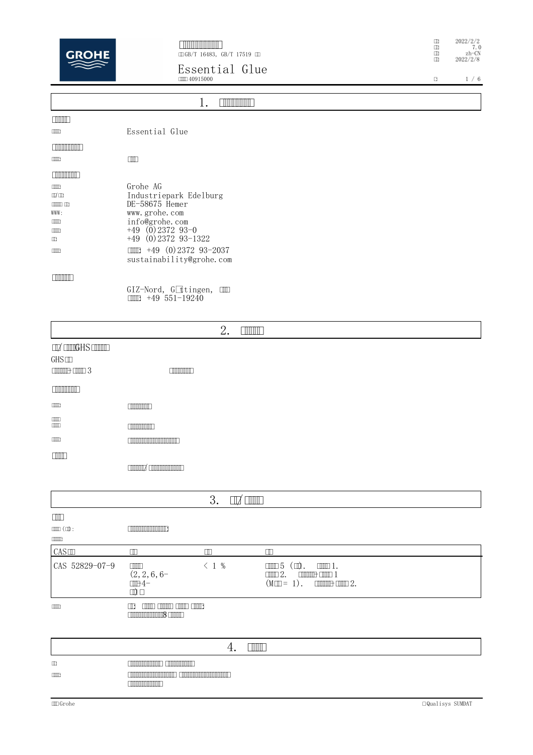# Essential Glue

GB/T 16483, GB/T 17519

40915000

2022/2/2 | 7.0 | zh-CN | 2022/2/8

## 1. □□□□□□□□

**□□□□**

□□□□: Essential Glue

**□□□□□□□□**

□□□□: □□

**□□□□□□□**

| | |
|---|---|
| □□□□: | Grohe AG |
| □□/□□: | Industriepark Edelburg |
| □□□□ □□: | DE-58675 Hemer |
| WWW: | www.grohe.com |
| □□□□: | info@grohe.com |
| □□□□: | +49 (0)2372 93-0 |
| □□: | +49 (0)2372 93-1322 |
| □□□□: | □□□□: +49 (0)2372 93-2037 sustainability@grohe.com |

**□□□□□□**

GIZ-Nord, G□ttingen, □□□
□□□□: +49 551-19240

## 2. □□□□□

**□□/ □□□GHS □□□□□**

GHS□□

□□□□□□+□□□□ 3 □□□□□□□□

**□□□□□□□□**

| | |
|---|---|
| □□□□: | □□□□□□□ |
| □□□□ □□□□ | □□□□□□□ |
| □□□□: | □□□□□□□□□□□□□□□□ |

**□□□□**

□□□□□/ □□□□□□□□□□□

## 3. □□/ □□□□

**□□□**

□□□□ (□□):
□□□□: □□□□□□□□□□□□□:

| CAS□□ | □□ | □□ | □□ |
|---|---|---|---|
| CAS 52829-07-9 | □□□□ (2,2,6,6-□□-4-□□) □ | < 1 % | □□□□ 5 (□□). □□□□ 1. □□□□ 2. □□□□□+□□□□ 1 (M□□ = 1). □□□□□+□□□□ 2. |

□□□□: □□: □□□□ □□□□□ □□□□ □□□□: □□□□□□□□□□□□8 □□□□□

## 4. □□□□

| | |
|---|---|
| □□: | □□□□□□□□□□ □□□□□□□□□□ |
| □□□□: | □□□□□□□□□□□□□□□ □□□□□□□□□□□□□□□□□ □□□□□□□□□□ |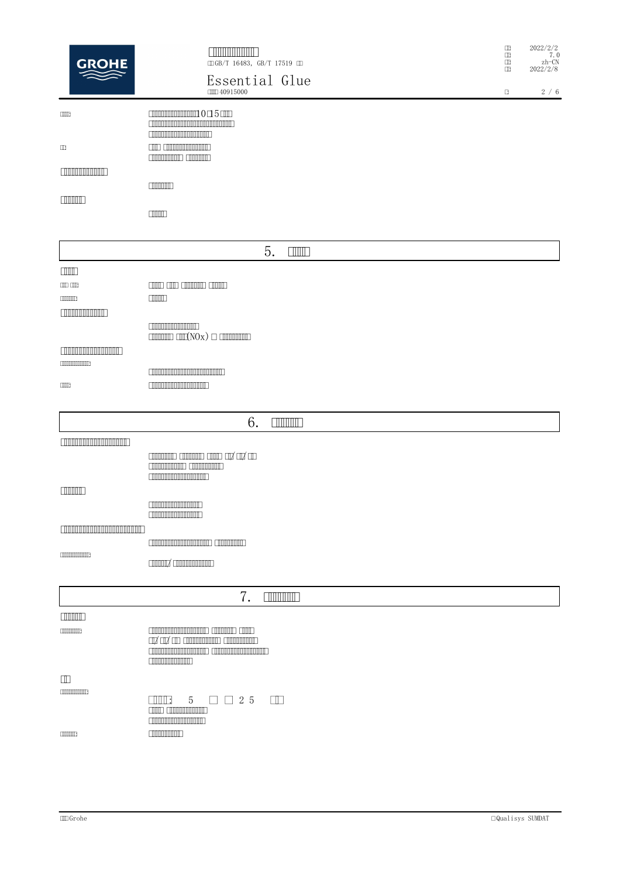10 15

## 5.

(NOx)

## 6.

/ /

/

## 7.

/ /

: 5 25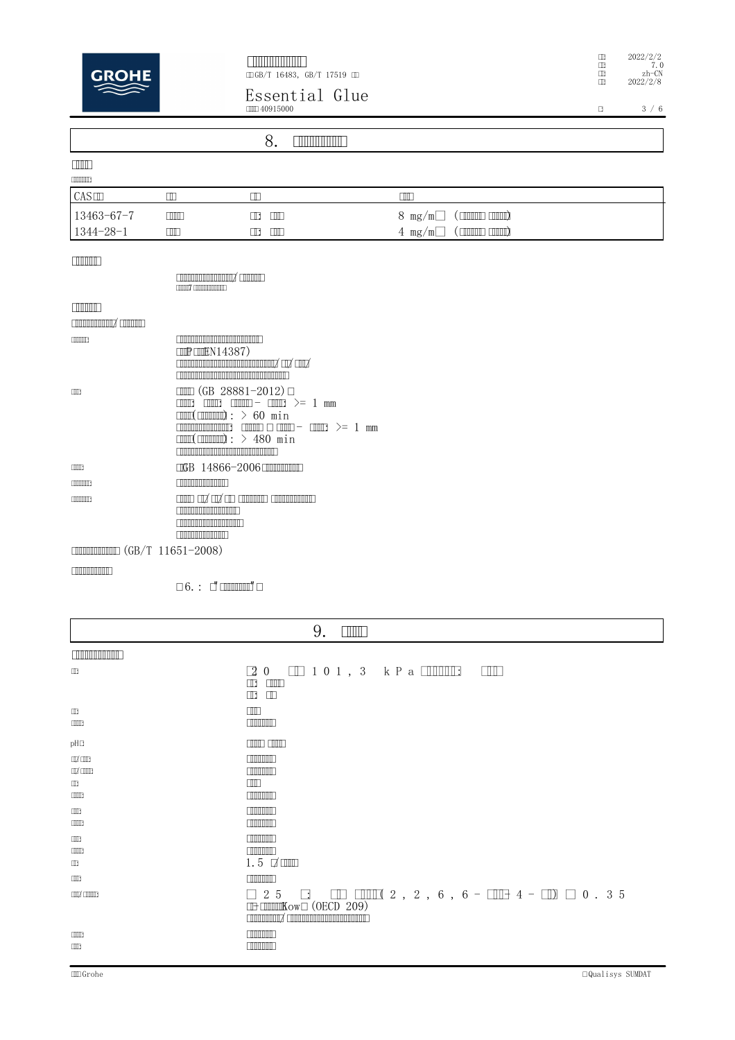## 8.

| CAS | | | |
|---|---|---|---|
| 13463-67-7 | | | 8 mg/m |
| 1344-28-1 | | | 4 mg/m |

P EN14387)

(GB 28881-2012)

\>= 1 mm

: > 60 min

\>= 1 mm

: > 480 min

GB 14866-2006

(GB/T 11651-2008)

6. :

## 9.

| | |
|---|---|
| | 20 101, 3 kPa |
| pH | |
| | 1.5 |
| | 25 (2, 2, 6, 6 - 4 - ) 0.35 Kow (OECD 209) |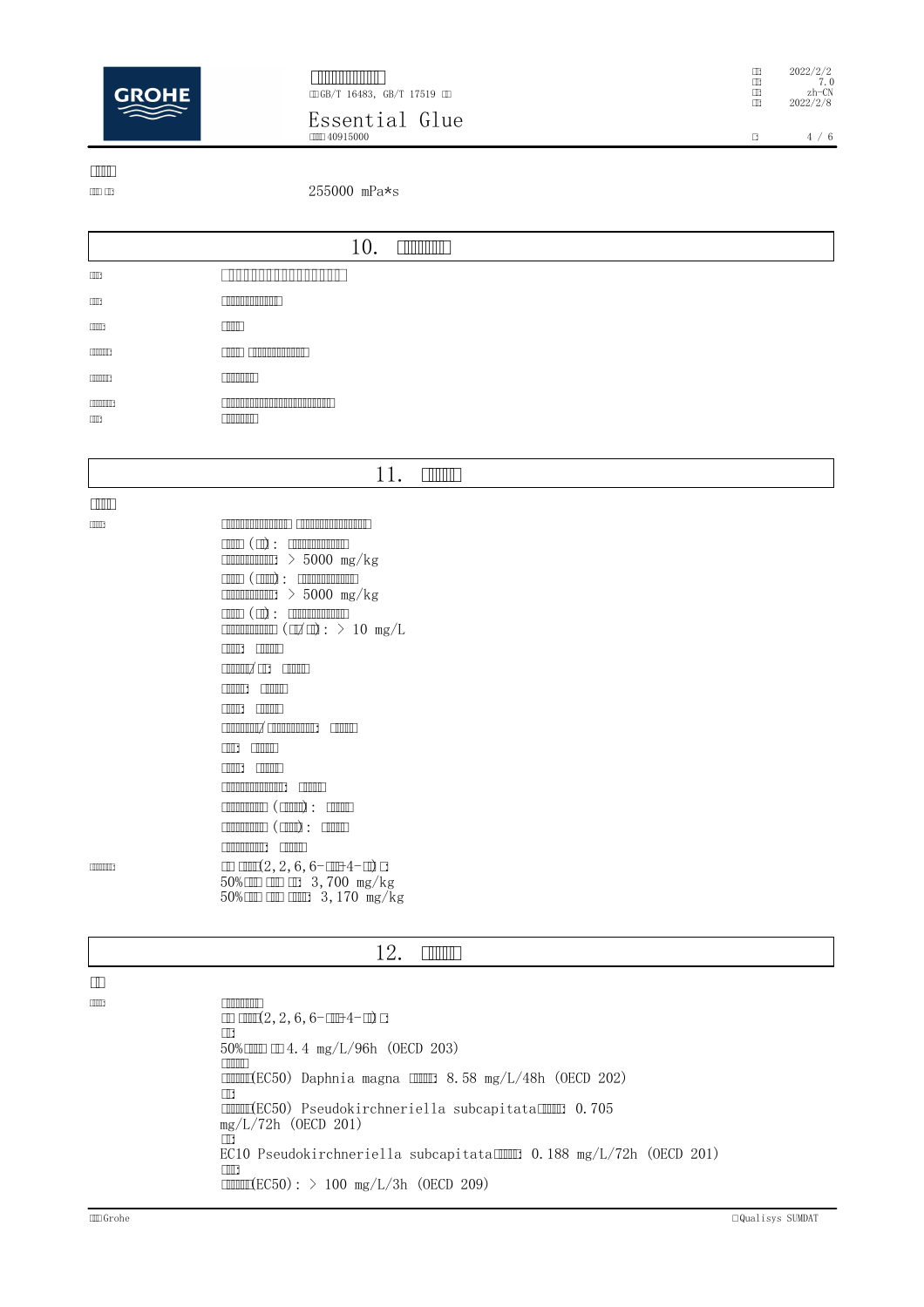255000 mPa*s

## 10.

## 11.

( ) :

> 5000 mg/kg

( ) :

> 5000 mg/kg

( ) :

( / ) : > 10 mg/L

(2, 2, 6, 6- -4- )

50% 3,700 mg/kg

50% 3,170 mg/kg

## 12.

(2, 2, 6, 6- -4- )

50% 4.4 mg/L/96h (OECD 203)

(EC50) Daphnia magna 8.58 mg/L/48h (OECD 202)

(EC50) Pseudokirchneriella subcapitata 0.705 mg/L/72h (OECD 201)

EC10 Pseudokirchneriella subcapitata 0.188 mg/L/72h (OECD 201)

(EC50) : > 100 mg/L/3h (OECD 209)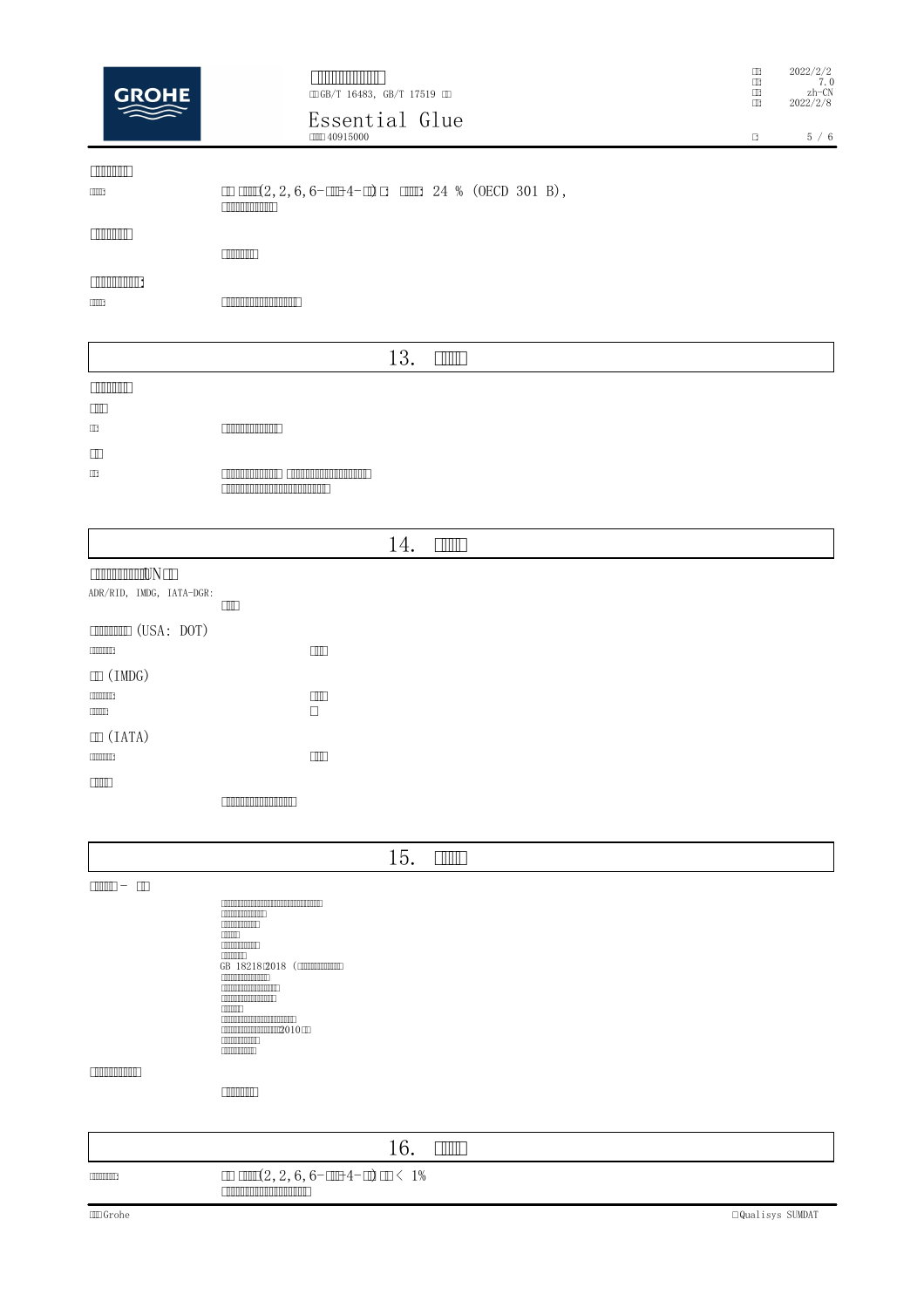(2,2,6,6-4-): 24 % (OECD 301 B),

## 13.

## 14.

UN

ADR/RID, IMDG, IATA-DGR:

(USA: DOT)

(IMDG)

(IATA)

## 15.

GB 18218 2018

2010

## 16.

(2,2,6,6-4-) < 1%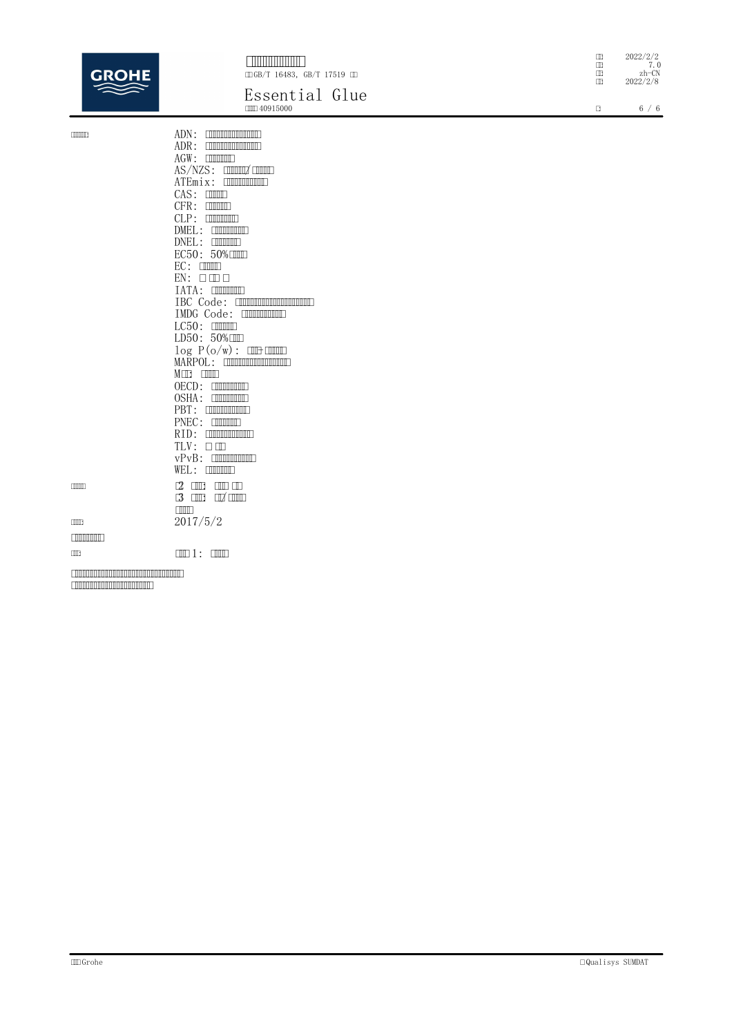ADN:
ADR:
AGW:
AS/NZS: /
ATEmix:
CAS:
CFR:
CLP:
DMEL:
DNEL:
EC50: 50%
EC:
EN:
IATA:
IBC Code:
IMDG Code:
LC50:
LD50: 50%
log P(o/w):
MARPOL:
M:
OECD:
OSHA:
PBT:
PNEC:
RID:
TLV:
vPvB:
WEL:

2
3

2017/5/2

1: